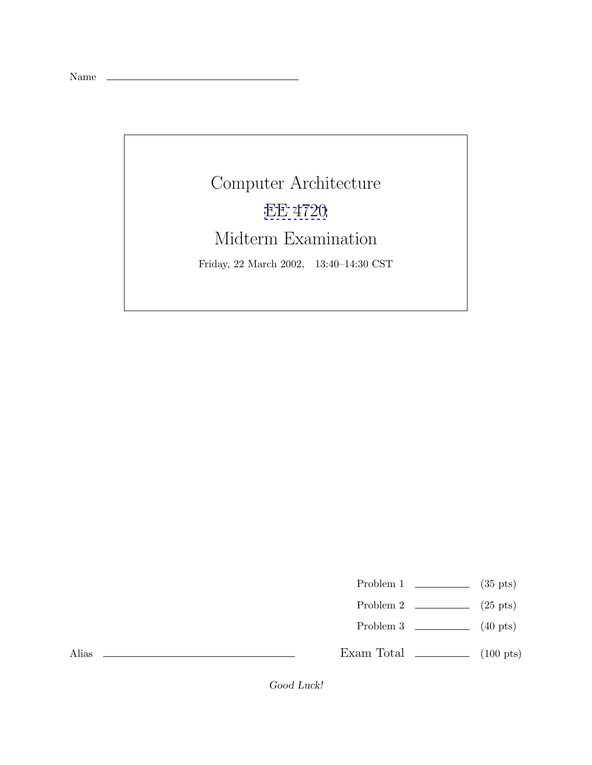Name \_\_\_\_\_\_\_\_\_\_\_\_\_\_\_\_\_\_\_\_\_\_\_\_\_\_\_\_\_\_

# Computer Architecture

## EE 4720

## Midterm Examination

Friday, 22 March 2002, 13:40–14:30 CST

| | | |
|---|---|---|
| Problem 1 | \_\_\_\_\_\_\_\_ | (35 pts) |
| Problem 2 | \_\_\_\_\_\_\_\_ | (25 pts) |
| Problem 3 | \_\_\_\_\_\_\_\_ | (40 pts) |
| Exam Total | \_\_\_\_\_\_\_\_ | (100 pts) |

Alias \_\_\_\_\_\_\_\_\_\_\_\_\_\_\_\_\_\_\_\_\_\_\_\_\_\_\_\_\_\_

*Good Luck!*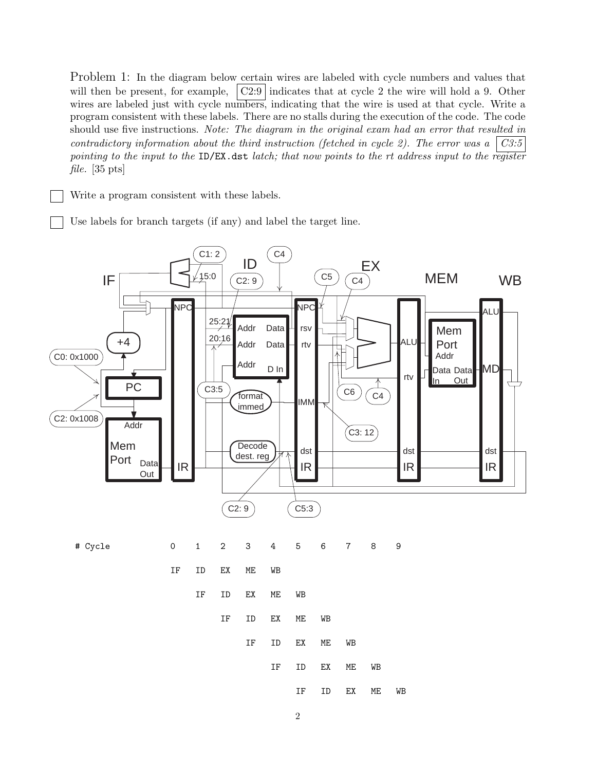Problem 1: In the diagram below certain wires are labeled with cycle numbers and values that will then be present, for example, C2:9 indicates that at cycle 2 the wire will hold a 9. Other wires are labeled just with cycle numbers, indicating that the wire is used at that cycle. Write a program consistent with these labels. There are no stalls during the execution of the code. The code should use five instructions. *Note: The diagram in the original exam had an error that resulted in contradictory information about the third instruction (fetched in cycle 2). The error was a C3:5 pointing to the input to the* `ID/EX.dst` *latch; that now points to the rt address input to the register file.* [35 pts]

- [ ] Write a program consistent with these labels.
- [ ] Use labels for branch targets (if any) and label the target line.

```
# Cycle           0    1    2    3    4    5    6    7    8    9

                  IF   ID   EX   ME   WB
                       IF   ID   EX   ME   WB
                            IF   ID   EX   ME   WB
                                 IF   ID   EX   ME   WB
                                      IF   ID   EX   ME   WB
                                           IF   ID   EX   ME   WB
```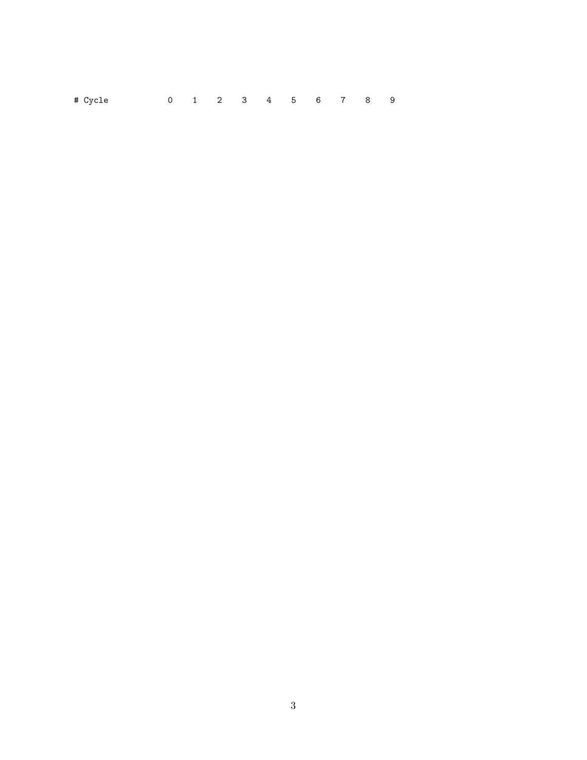```
# Cycle            0    1    2    3    4    5    6    7    8    9
```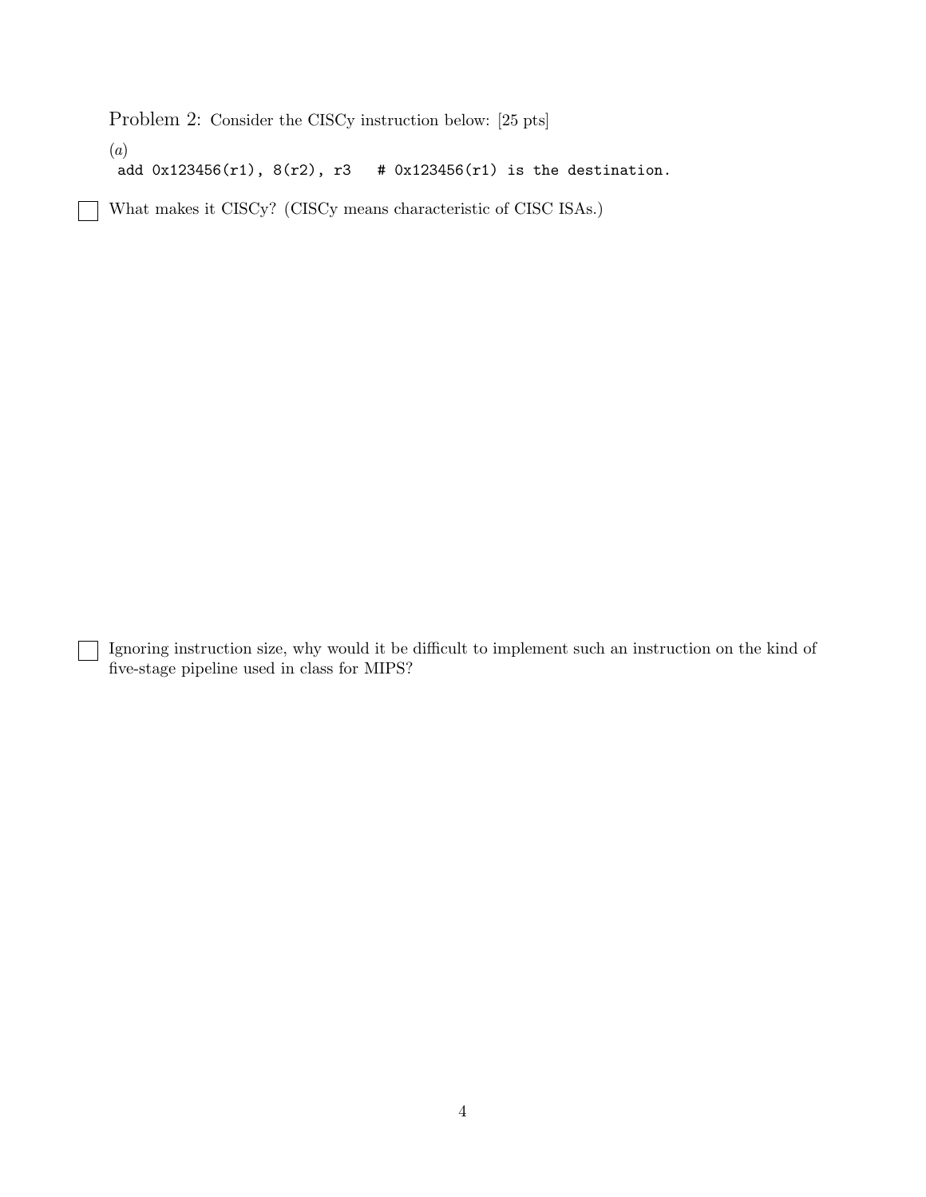Problem 2: Consider the CISCy instruction below: [25 pts]

(*a*)

```
add 0x123456(r1), 8(r2), r3   # 0x123456(r1) is the destination.
```

☐ What makes it CISCy? (CISCy means characteristic of CISC ISAs.)

☐ Ignoring instruction size, why would it be difficult to implement such an instruction on the kind of five-stage pipeline used in class for MIPS?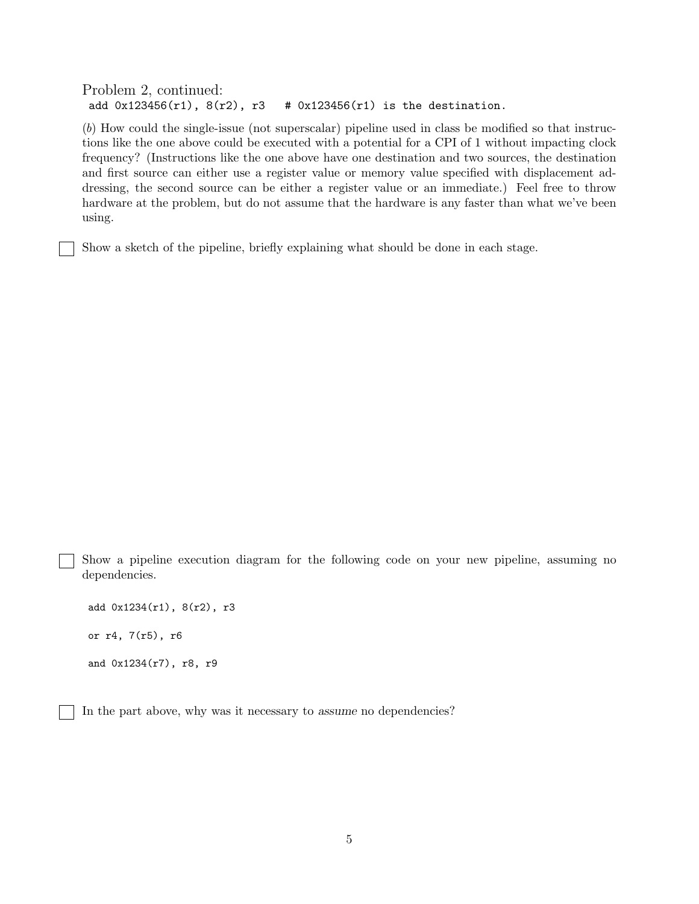Problem 2, continued:

```
add 0x123456(r1), 8(r2), r3   # 0x123456(r1) is the destination.
```

(*b*) How could the single-issue (not superscalar) pipeline used in class be modified so that instructions like the one above could be executed with a potential for a CPI of 1 without impacting clock frequency? (Instructions like the one above have one destination and two sources, the destination and first source can either use a register value or memory value specified with displacement addressing, the second source can be either a register value or an immediate.) Feel free to throw hardware at the problem, but do not assume that the hardware is any faster than what we've been using.

☐ Show a sketch of the pipeline, briefly explaining what should be done in each stage.

☐ Show a pipeline execution diagram for the following code on your new pipeline, assuming no dependencies.

```
add 0x1234(r1), 8(r2), r3

or r4, 7(r5), r6

and 0x1234(r7), r8, r9
```

☐ In the part above, why was it necessary to *assume* no dependencies?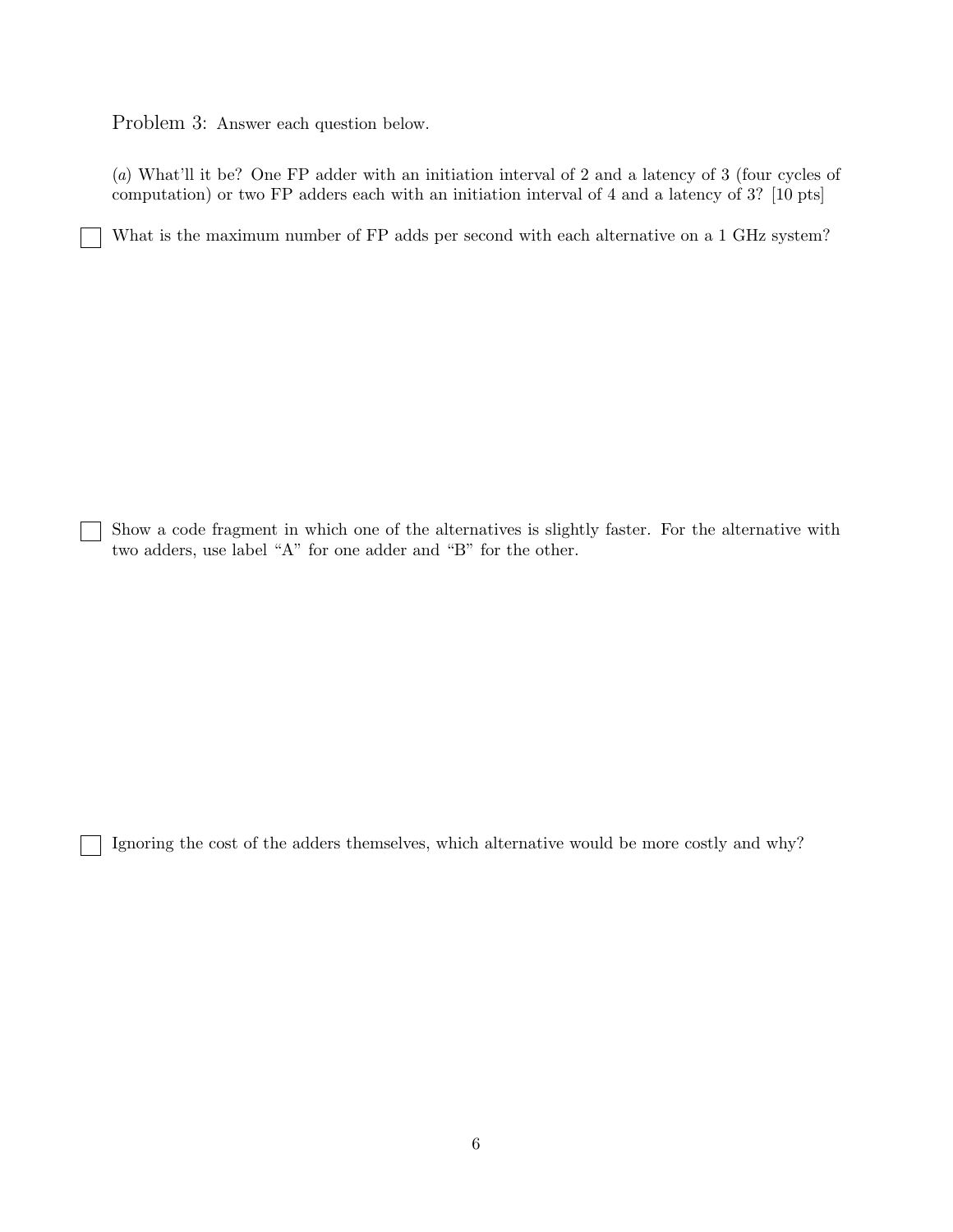Problem 3: Answer each question below.

(*a*) What'll it be? One FP adder with an initiation interval of 2 and a latency of 3 (four cycles of computation) or two FP adders each with an initiation interval of 4 and a latency of 3? [10 pts]

☐ What is the maximum number of FP adds per second with each alternative on a 1 GHz system?

☐ Show a code fragment in which one of the alternatives is slightly faster. For the alternative with two adders, use label "A" for one adder and "B" for the other.

☐ Ignoring the cost of the adders themselves, which alternative would be more costly and why?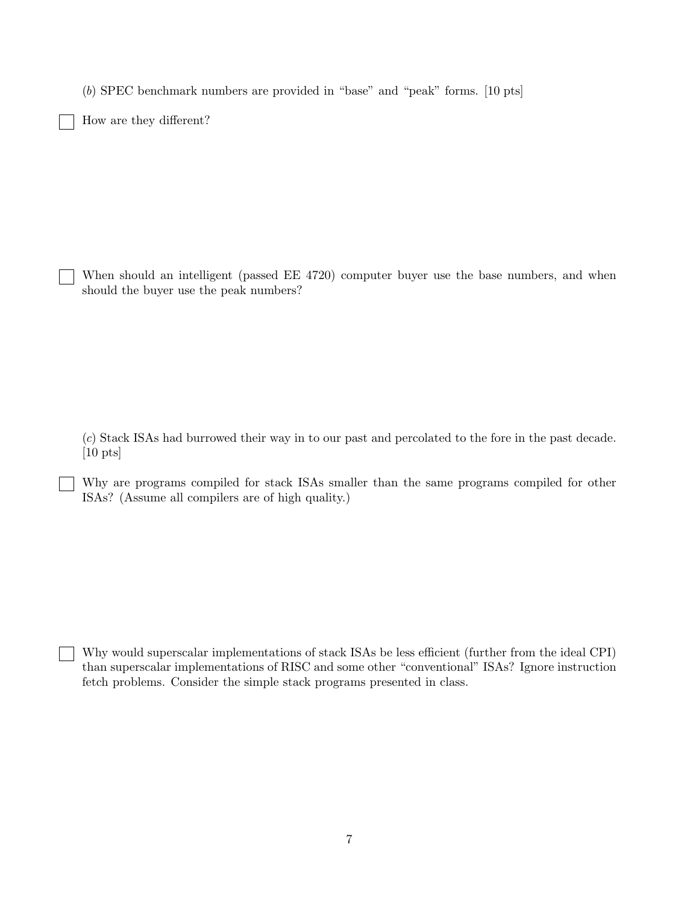(*b*) SPEC benchmark numbers are provided in "base" and "peak" forms. [10 pts]

☐ How are they different?

☐ When should an intelligent (passed EE 4720) computer buyer use the base numbers, and when should the buyer use the peak numbers?

(*c*) Stack ISAs had burrowed their way in to our past and percolated to the fore in the past decade. [10 pts]

☐ Why are programs compiled for stack ISAs smaller than the same programs compiled for other ISAs? (Assume all compilers are of high quality.)

☐ Why would superscalar implementations of stack ISAs be less efficient (further from the ideal CPI) than superscalar implementations of RISC and some other "conventional" ISAs? Ignore instruction fetch problems. Consider the simple stack programs presented in class.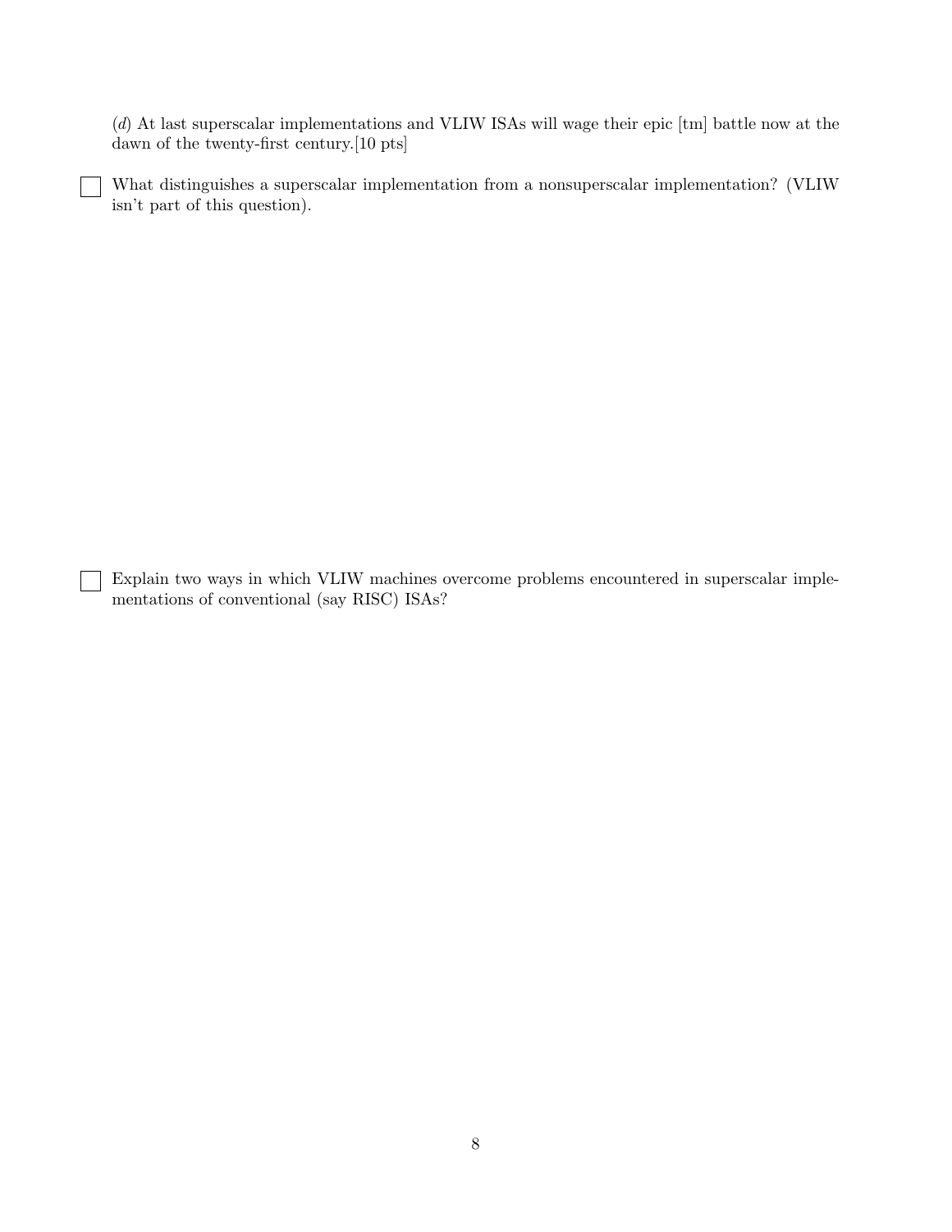(*d*) At last superscalar implementations and VLIW ISAs will wage their epic [tm] battle now at the dawn of the twenty-first century.[10 pts]

☐ What distinguishes a superscalar implementation from a nonsuperscalar implementation? (VLIW isn't part of this question).

☐ Explain two ways in which VLIW machines overcome problems encountered in superscalar implementations of conventional (say RISC) ISAs?